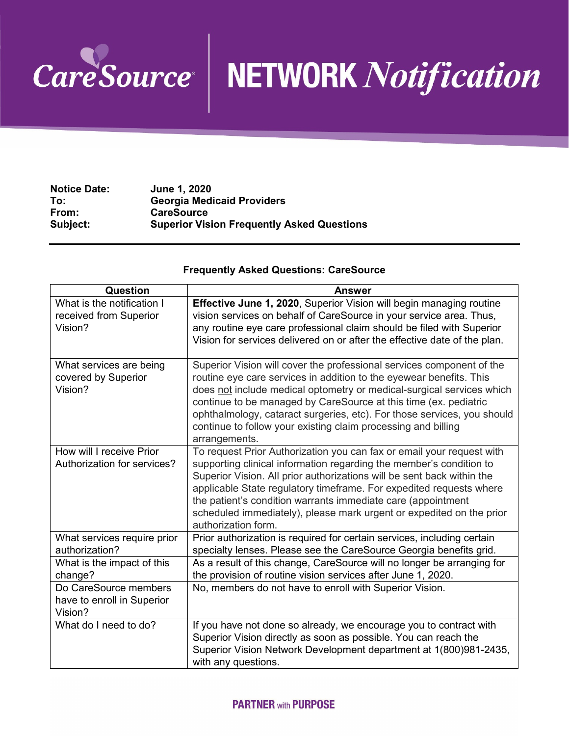# CareSource | NETWORK *Notification*

**Notice Date:** **June 1, 2020**
**To:** **Georgia Medicaid Providers**
**From:** **CareSource**
**Subject:** **Superior Vision Frequently Asked Questions**

---

### Frequently Asked Questions: CareSource

| Question | Answer |
|---|---|
| What is the notification I received from Superior Vision? | **Effective June 1, 2020**, Superior Vision will begin managing routine vision services on behalf of CareSource in your service area. Thus, any routine eye care professional claim should be filed with Superior Vision for services delivered on or after the effective date of the plan. |
| What services are being covered by Superior Vision? | Superior Vision will cover the professional services component of the routine eye care services in addition to the eyewear benefits. This does <u>not</u> include medical optometry or medical-surgical services which continue to be managed by CareSource at this time (ex. pediatric ophthalmology, cataract surgeries, etc). For those services, you should continue to follow your existing claim processing and billing arrangements. |
| How will I receive Prior Authorization for services? | To request Prior Authorization you can fax or email your request with supporting clinical information regarding the member's condition to Superior Vision. All prior authorizations will be sent back within the applicable State regulatory timeframe. For expedited requests where the patient's condition warrants immediate care (appointment scheduled immediately), please mark urgent or expedited on the prior authorization form. |
| What services require prior authorization? | Prior authorization is required for certain services, including certain specialty lenses. Please see the CareSource Georgia benefits grid. |
| What is the impact of this change? | As a result of this change, CareSource will no longer be arranging for the provision of routine vision services after June 1, 2020. |
| Do CareSource members have to enroll in Superior Vision? | No, members do not have to enroll with Superior Vision. |
| What do I need to do? | If you have not done so already, we encourage you to contract with Superior Vision directly as soon as possible. You can reach the Superior Vision Network Development department at 1(800)981-2435, with any questions. |

**PARTNER** with **PURPOSE**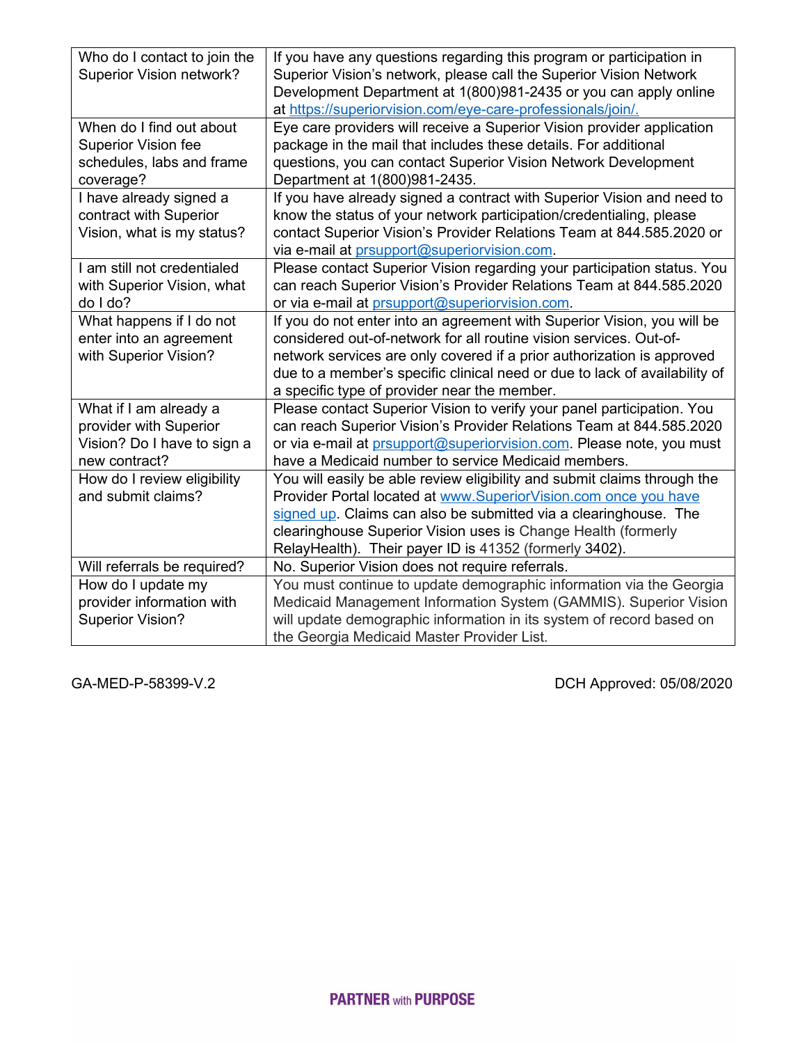| | |
|---|---|
| Who do I contact to join the Superior Vision network? | If you have any questions regarding this program or participation in Superior Vision's network, please call the Superior Vision Network Development Department at 1(800)981-2435 or you can apply online at https://superiorvision.com/eye-care-professionals/join/. |
| When do I find out about Superior Vision fee schedules, labs and frame coverage? | Eye care providers will receive a Superior Vision provider application package in the mail that includes these details. For additional questions, you can contact Superior Vision Network Development Department at 1(800)981-2435. |
| I have already signed a contract with Superior Vision, what is my status? | If you have already signed a contract with Superior Vision and need to know the status of your network participation/credentialing, please contact Superior Vision's Provider Relations Team at 844.585.2020 or via e-mail at prsupport@superiorvision.com. |
| I am still not credentialed with Superior Vision, what do I do? | Please contact Superior Vision regarding your participation status. You can reach Superior Vision's Provider Relations Team at 844.585.2020 or via e-mail at prsupport@superiorvision.com. |
| What happens if I do not enter into an agreement with Superior Vision? | If you do not enter into an agreement with Superior Vision, you will be considered out-of-network for all routine vision services. Out-of-network services are only covered if a prior authorization is approved due to a member's specific clinical need or due to lack of availability of a specific type of provider near the member. |
| What if I am already a provider with Superior Vision? Do I have to sign a new contract? | Please contact Superior Vision to verify your panel participation. You can reach Superior Vision's Provider Relations Team at 844.585.2020 or via e-mail at prsupport@superiorvision.com. Please note, you must have a Medicaid number to service Medicaid members. |
| How do I review eligibility and submit claims? | You will easily be able review eligibility and submit claims through the Provider Portal located at www.SuperiorVision.com once you have signed up. Claims can also be submitted via a clearinghouse. The clearinghouse Superior Vision uses is Change Health (formerly RelayHealth). Their payer ID is 41352 (formerly 3402). |
| Will referrals be required? | No. Superior Vision does not require referrals. |
| How do I update my provider information with Superior Vision? | You must continue to update demographic information via the Georgia Medicaid Management Information System (GAMMIS). Superior Vision will update demographic information in its system of record based on the Georgia Medicaid Master Provider List. |

GA-MED-P-58399-V.2

DCH Approved: 05/08/2020

**PARTNER** with **PURPOSE**